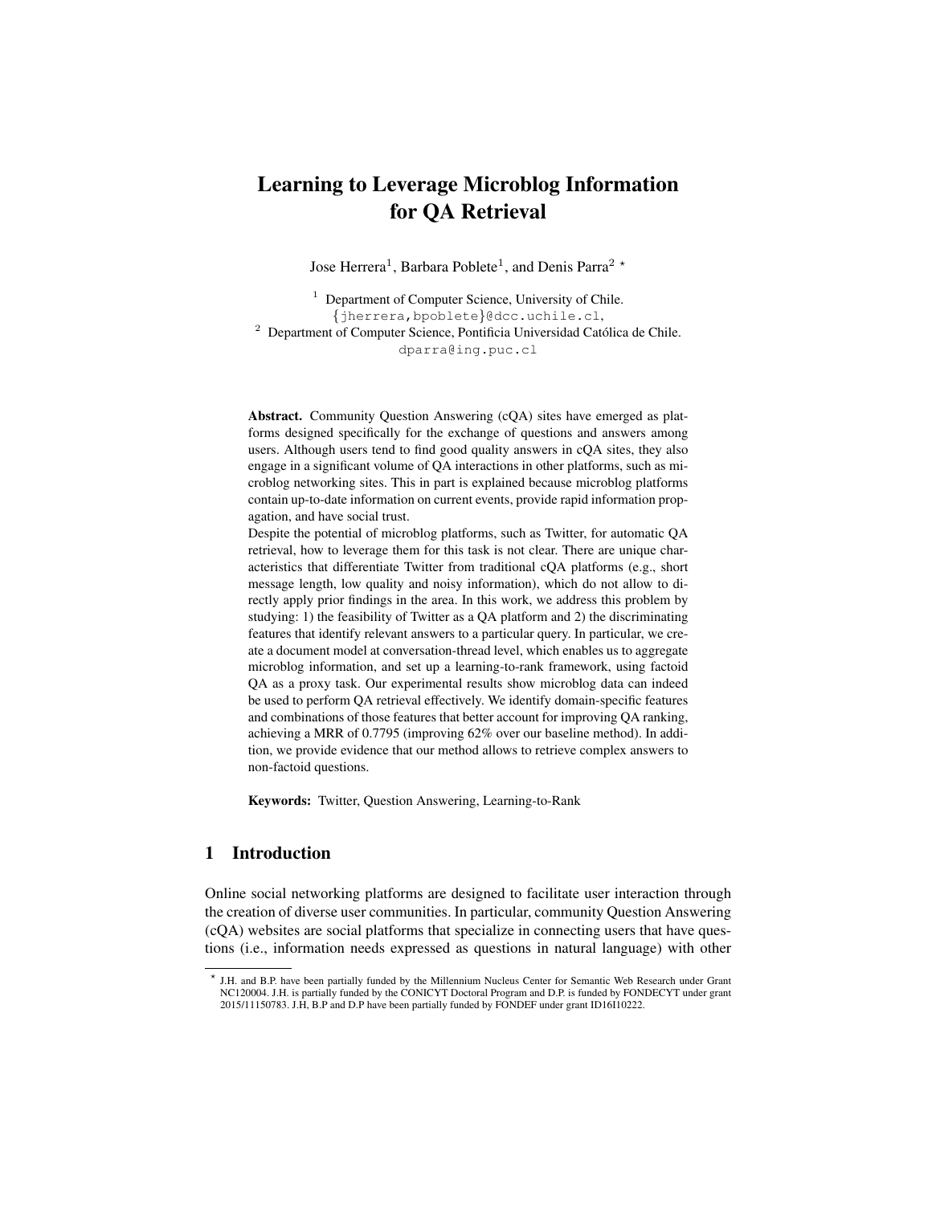# Learning to Leverage Microblog Information for QA Retrieval

Jose Herrera[1], Barbara Poblete[1], and Denis Parra[2] *

[1] Department of Computer Science, University of Chile.
{jherrera,bpoblete}@dcc.uchile.cl,
[2] Department of Computer Science, Pontificia Universidad Católica de Chile.
dparra@ing.puc.cl

**Abstract.** Community Question Answering (cQA) sites have emerged as platforms designed specifically for the exchange of questions and answers among users. Although users tend to find good quality answers in cQA sites, they also engage in a significant volume of QA interactions in other platforms, such as microblog networking sites. This in part is explained because microblog platforms contain up-to-date information on current events, provide rapid information propagation, and have social trust.

Despite the potential of microblog platforms, such as Twitter, for automatic QA retrieval, how to leverage them for this task is not clear. There are unique characteristics that differentiate Twitter from traditional cQA platforms (e.g., short message length, low quality and noisy information), which do not allow to directly apply prior findings in the area. In this work, we address this problem by studying: 1) the feasibility of Twitter as a QA platform and 2) the discriminating features that identify relevant answers to a particular query. In particular, we create a document model at conversation-thread level, which enables us to aggregate microblog information, and set up a learning-to-rank framework, using factoid QA as a proxy task. Our experimental results show microblog data can indeed be used to perform QA retrieval effectively. We identify domain-specific features and combinations of those features that better account for improving QA ranking, achieving a MRR of 0.7795 (improving 62% over our baseline method). In addition, we provide evidence that our method allows to retrieve complex answers to non-factoid questions.

**Keywords:** Twitter, Question Answering, Learning-to-Rank

## 1 Introduction

Online social networking platforms are designed to facilitate user interaction through the creation of diverse user communities. In particular, community Question Answering (cQA) websites are social platforms that specialize in connecting users that have questions (i.e., information needs expressed as questions in natural language) with other

* J.H. and B.P. have been partially funded by the Millennium Nucleus Center for Semantic Web Research under Grant NC120004. J.H. is partially funded by the CONICYT Doctoral Program and D.P. is funded by FONDECYT under grant 2015/11150783. J.H, B.P and D.P have been partially funded by FONDEF under grant ID16I10222.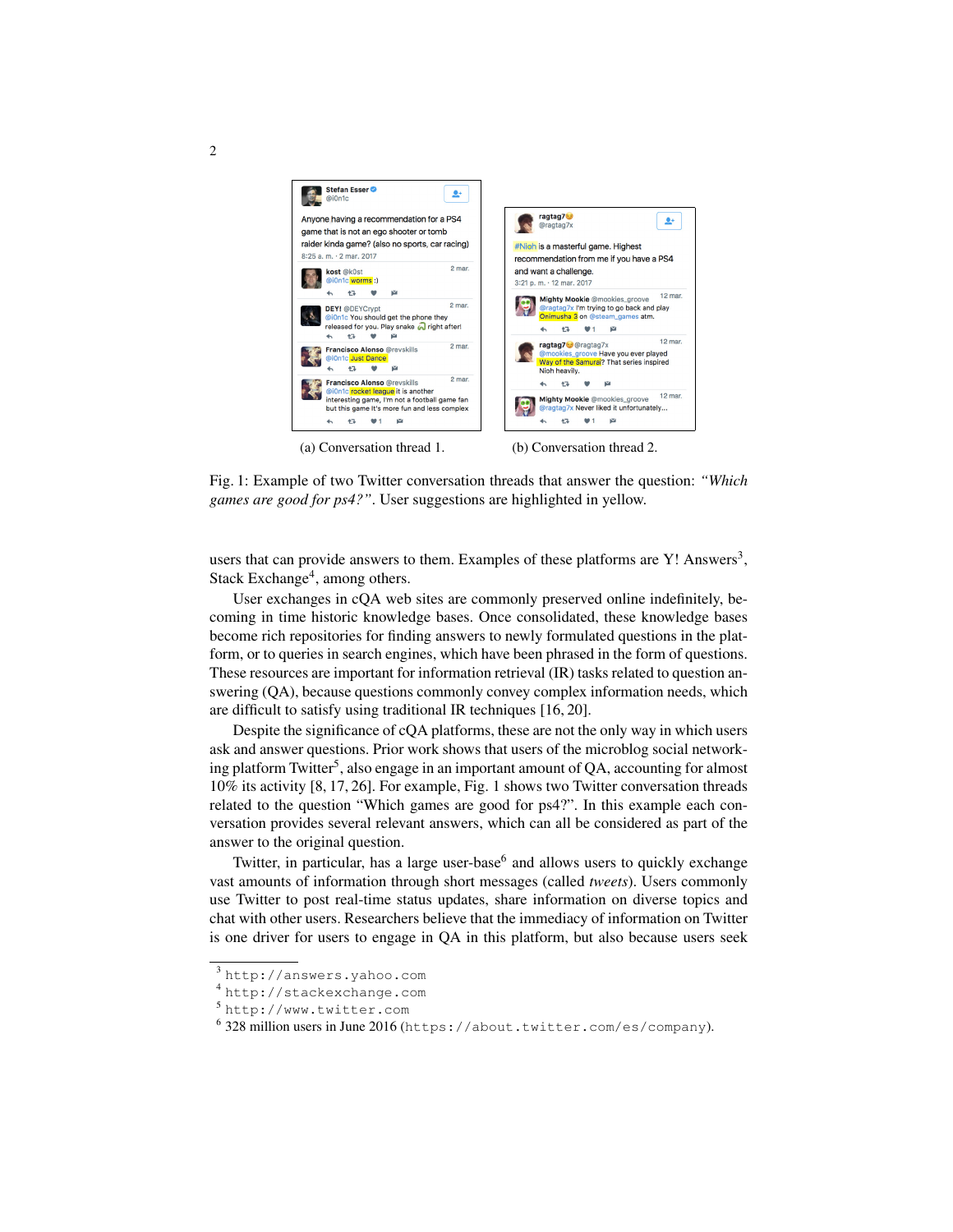(a) Conversation thread 1.

(b) Conversation thread 2.

Fig. 1: Example of two Twitter conversation threads that answer the question: *"Which games are good for ps4?"*. User suggestions are highlighted in yellow.

users that can provide answers to them. Examples of these platforms are Y! Answers[3], Stack Exchange[4], among others.

User exchanges in cQA web sites are commonly preserved online indefinitely, becoming in time historic knowledge bases. Once consolidated, these knowledge bases become rich repositories for finding answers to newly formulated questions in the platform, or to queries in search engines, which have been phrased in the form of questions. These resources are important for information retrieval (IR) tasks related to question answering (QA), because questions commonly convey complex information needs, which are difficult to satisfy using traditional IR techniques [16, 20].

Despite the significance of cQA platforms, these are not the only way in which users ask and answer questions. Prior work shows that users of the microblog social networking platform Twitter[5], also engage in an important amount of QA, accounting for almost 10% its activity [8, 17, 26]. For example, Fig. 1 shows two Twitter conversation threads related to the question "Which games are good for ps4?". In this example each conversation provides several relevant answers, which can all be considered as part of the answer to the original question.

Twitter, in particular, has a large user-base[6] and allows users to quickly exchange vast amounts of information through short messages (called *tweets*). Users commonly use Twitter to post real-time status updates, share information on diverse topics and chat with other users. Researchers believe that the immediacy of information on Twitter is one driver for users to engage in QA in this platform, but also because users seek

---

[3] http://answers.yahoo.com

[4] http://stackexchange.com

[5] http://www.twitter.com

[6] 328 million users in June 2016 (https://about.twitter.com/es/company).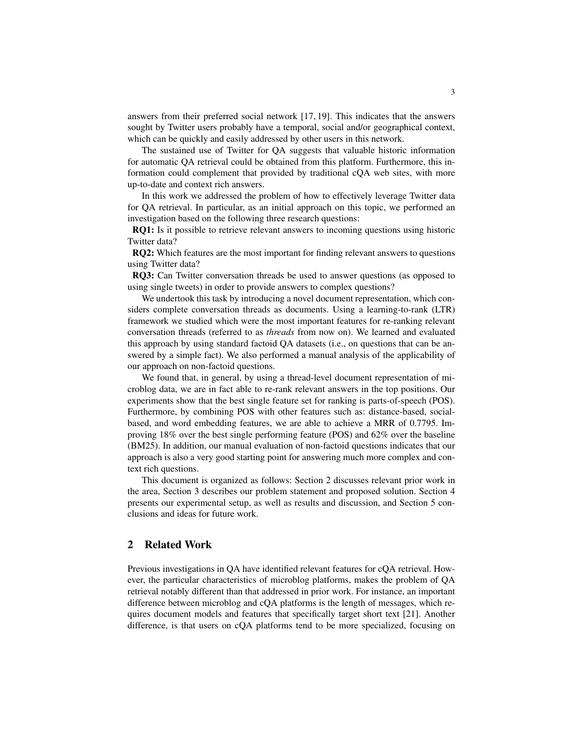answers from their preferred social network [17, 19]. This indicates that the answers sought by Twitter users probably have a temporal, social and/or geographical context, which can be quickly and easily addressed by other users in this network.

The sustained use of Twitter for QA suggests that valuable historic information for automatic QA retrieval could be obtained from this platform. Furthermore, this information could complement that provided by traditional cQA web sites, with more up-to-date and context rich answers.

In this work we addressed the problem of how to effectively leverage Twitter data for QA retrieval. In particular, as an initial approach on this topic, we performed an investigation based on the following three research questions:

**RQ1:** Is it possible to retrieve relevant answers to incoming questions using historic Twitter data?

**RQ2:** Which features are the most important for finding relevant answers to questions using Twitter data?

**RQ3:** Can Twitter conversation threads be used to answer questions (as opposed to using single tweets) in order to provide answers to complex questions?

We undertook this task by introducing a novel document representation, which considers complete conversation threads as documents. Using a learning-to-rank (LTR) framework we studied which were the most important features for re-ranking relevant conversation threads (referred to as *threads* from now on). We learned and evaluated this approach by using standard factoid QA datasets (i.e., on questions that can be answered by a simple fact). We also performed a manual analysis of the applicability of our approach on non-factoid questions.

We found that, in general, by using a thread-level document representation of microblog data, we are in fact able to re-rank relevant answers in the top positions. Our experiments show that the best single feature set for ranking is parts-of-speech (POS). Furthermore, by combining POS with other features such as: distance-based, social-based, and word embedding features, we are able to achieve a MRR of 0.7795. Improving 18% over the best single performing feature (POS) and 62% over the baseline (BM25). In addition, our manual evaluation of non-factoid questions indicates that our approach is also a very good starting point for answering much more complex and context rich questions.

This document is organized as follows: Section 2 discusses relevant prior work in the area, Section 3 describes our problem statement and proposed solution. Section 4 presents our experimental setup, as well as results and discussion, and Section 5 conclusions and ideas for future work.

## 2 Related Work

Previous investigations in QA have identified relevant features for cQA retrieval. However, the particular characteristics of microblog platforms, makes the problem of QA retrieval notably different than that addressed in prior work. For instance, an important difference between microblog and cQA platforms is the length of messages, which requires document models and features that specifically target short text [21]. Another difference, is that users on cQA platforms tend to be more specialized, focusing on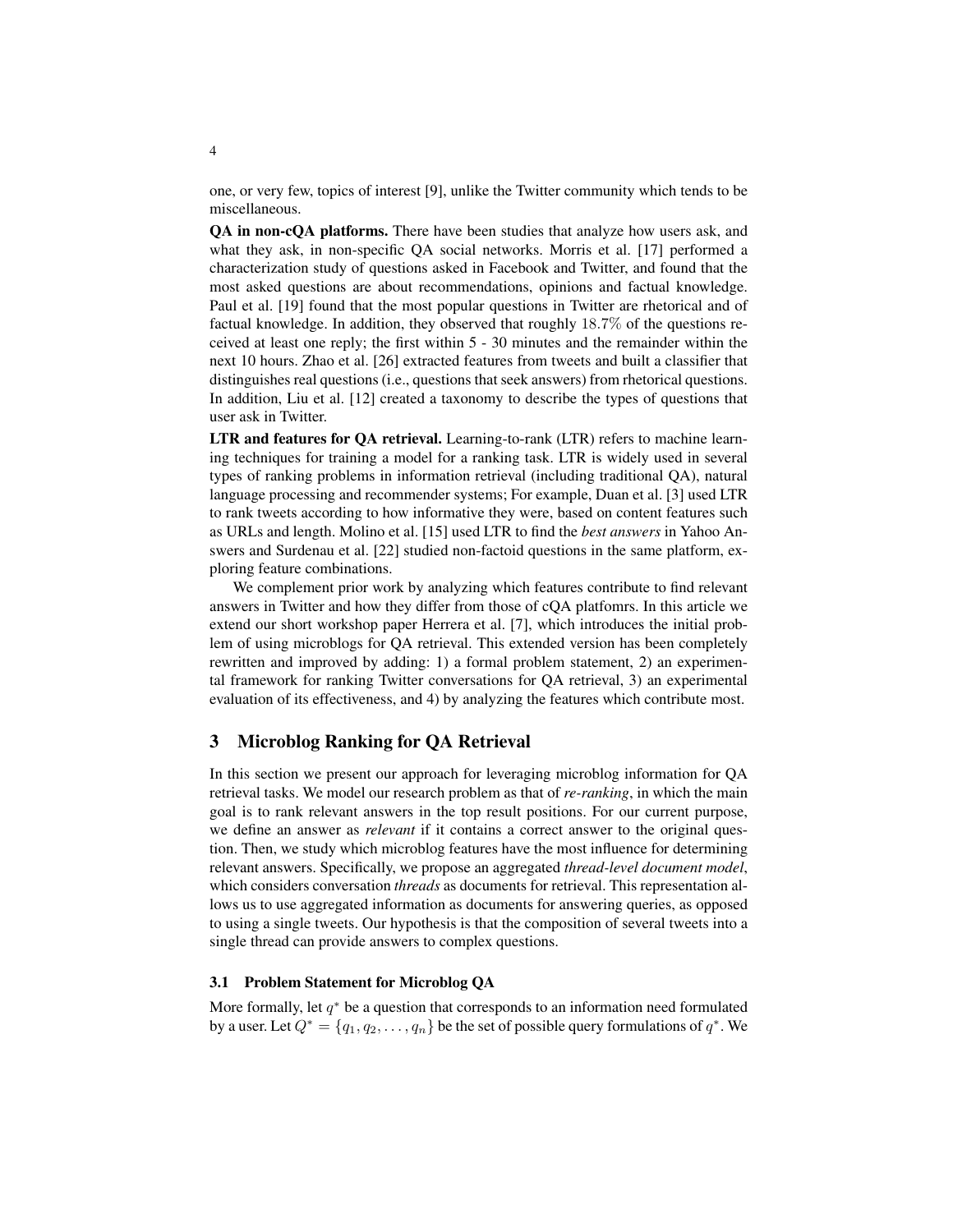one, or very few, topics of interest [9], unlike the Twitter community which tends to be miscellaneous.

**QA in non-cQA platforms.** There have been studies that analyze how users ask, and what they ask, in non-specific QA social networks. Morris et al. [17] performed a characterization study of questions asked in Facebook and Twitter, and found that the most asked questions are about recommendations, opinions and factual knowledge. Paul et al. [19] found that the most popular questions in Twitter are rhetorical and of factual knowledge. In addition, they observed that roughly $18.7\%$ of the questions received at least one reply; the first within 5 - 30 minutes and the remainder within the next 10 hours. Zhao et al. [26] extracted features from tweets and built a classifier that distinguishes real questions (i.e., questions that seek answers) from rhetorical questions. In addition, Liu et al. [12] created a taxonomy to describe the types of questions that user ask in Twitter.

**LTR and features for QA retrieval.** Learning-to-rank (LTR) refers to machine learning techniques for training a model for a ranking task. LTR is widely used in several types of ranking problems in information retrieval (including traditional QA), natural language processing and recommender systems; For example, Duan et al. [3] used LTR to rank tweets according to how informative they were, based on content features such as URLs and length. Molino et al. [15] used LTR to find the *best answers* in Yahoo Answers and Surdenau et al. [22] studied non-factoid questions in the same platform, exploring feature combinations.

We complement prior work by analyzing which features contribute to find relevant answers in Twitter and how they differ from those of cQA platfomrs. In this article we extend our short workshop paper Herrera et al. [7], which introduces the initial problem of using microblogs for QA retrieval. This extended version has been completely rewritten and improved by adding: 1) a formal problem statement, 2) an experimental framework for ranking Twitter conversations for QA retrieval, 3) an experimental evaluation of its effectiveness, and 4) by analyzing the features which contribute most.

## 3 Microblog Ranking for QA Retrieval

In this section we present our approach for leveraging microblog information for QA retrieval tasks. We model our research problem as that of *re-ranking*, in which the main goal is to rank relevant answers in the top result positions. For our current purpose, we define an answer as *relevant* if it contains a correct answer to the original question. Then, we study which microblog features have the most influence for determining relevant answers. Specifically, we propose an aggregated *thread-level document model*, which considers conversation *threads* as documents for retrieval. This representation allows us to use aggregated information as documents for answering queries, as opposed to using a single tweets. Our hypothesis is that the composition of several tweets into a single thread can provide answers to complex questions.

### 3.1 Problem Statement for Microblog QA

More formally, let $q^*$ be a question that corresponds to an information need formulated by a user. Let $Q^* = \{q_1, q_2, \ldots, q_n\}$ be the set of possible query formulations of $q^*$. We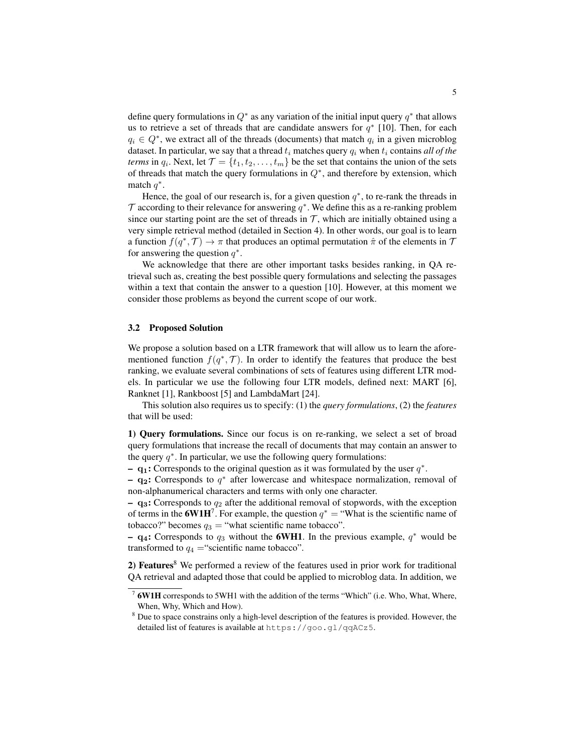define query formulations in $Q^*$ as any variation of the initial input query $q^*$ that allows us to retrieve a set of threads that are candidate answers for $q^*$ [10]. Then, for each $q_i \in Q^*$, we extract all of the threads (documents) that match $q_i$ in a given microblog dataset. In particular, we say that a thread $t_i$ matches query $q_i$ when $t_i$ contains *all of the terms* in $q_i$. Next, let $\mathcal{T} = \{t_1, t_2, \ldots, t_m\}$ be the set that contains the union of the sets of threads that match the query formulations in $Q^*$, and therefore by extension, which match $q^*$.

Hence, the goal of our research is, for a given question $q^*$, to re-rank the threads in $\mathcal{T}$ according to their relevance for answering $q^*$. We define this as a re-ranking problem since our starting point are the set of threads in $\mathcal{T}$, which are initially obtained using a very simple retrieval method (detailed in Section 4). In other words, our goal is to learn a function $f(q^*, \mathcal{T}) \rightarrow \pi$ that produces an optimal permutation $\hat{\pi}$ of the elements in $\mathcal{T}$ for answering the question $q^*$.

We acknowledge that there are other important tasks besides ranking, in QA retrieval such as, creating the best possible query formulations and selecting the passages within a text that contain the answer to a question [10]. However, at this moment we consider those problems as beyond the current scope of our work.

### 3.2 Proposed Solution

We propose a solution based on a LTR framework that will allow us to learn the aforementioned function $f(q^*, \mathcal{T})$. In order to identify the features that produce the best ranking, we evaluate several combinations of sets of features using different LTR models. In particular we use the following four LTR models, defined next: MART [6], Ranknet [1], Rankboost [5] and LambdaMart [24].

This solution also requires us to specify: (1) the *query formulations*, (2) the *features* that will be used:

**1) Query formulations.** Since our focus is on re-ranking, we select a set of broad query formulations that increase the recall of documents that may contain an answer to the query $q^*$. In particular, we use the following query formulations:

- $\mathbf{q_1}$**:** Corresponds to the original question as it was formulated by the user $q^*$.
- $\mathbf{q_2}$**:** Corresponds to $q^*$ after lowercase and whitespace normalization, removal of non-alphanumerical characters and terms with only one character.
- $\mathbf{q_3}$**:** Corresponds to $q_2$ after the additional removal of stopwords, with the exception of terms in the **6W1H**[7]. For example, the question $q^*$ = "What is the scientific name of tobacco?" becomes $q_3$ = "what scientific name tobacco".
- $\mathbf{q_4}$**:** Corresponds to $q_3$ without the **6WH1**. In the previous example, $q^*$ would be transformed to $q_4$ ="scientific name tobacco".

**2) Features**[8] We performed a review of the features used in prior work for traditional QA retrieval and adapted those that could be applied to microblog data. In addition, we

[7] **6W1H** corresponds to 5WH1 with the addition of the terms "Which" (i.e. Who, What, Where, When, Why, Which and How).

[8] Due to space constrains only a high-level description of the features is provided. However, the detailed list of features is available at `https://goo.gl/qqACz5`.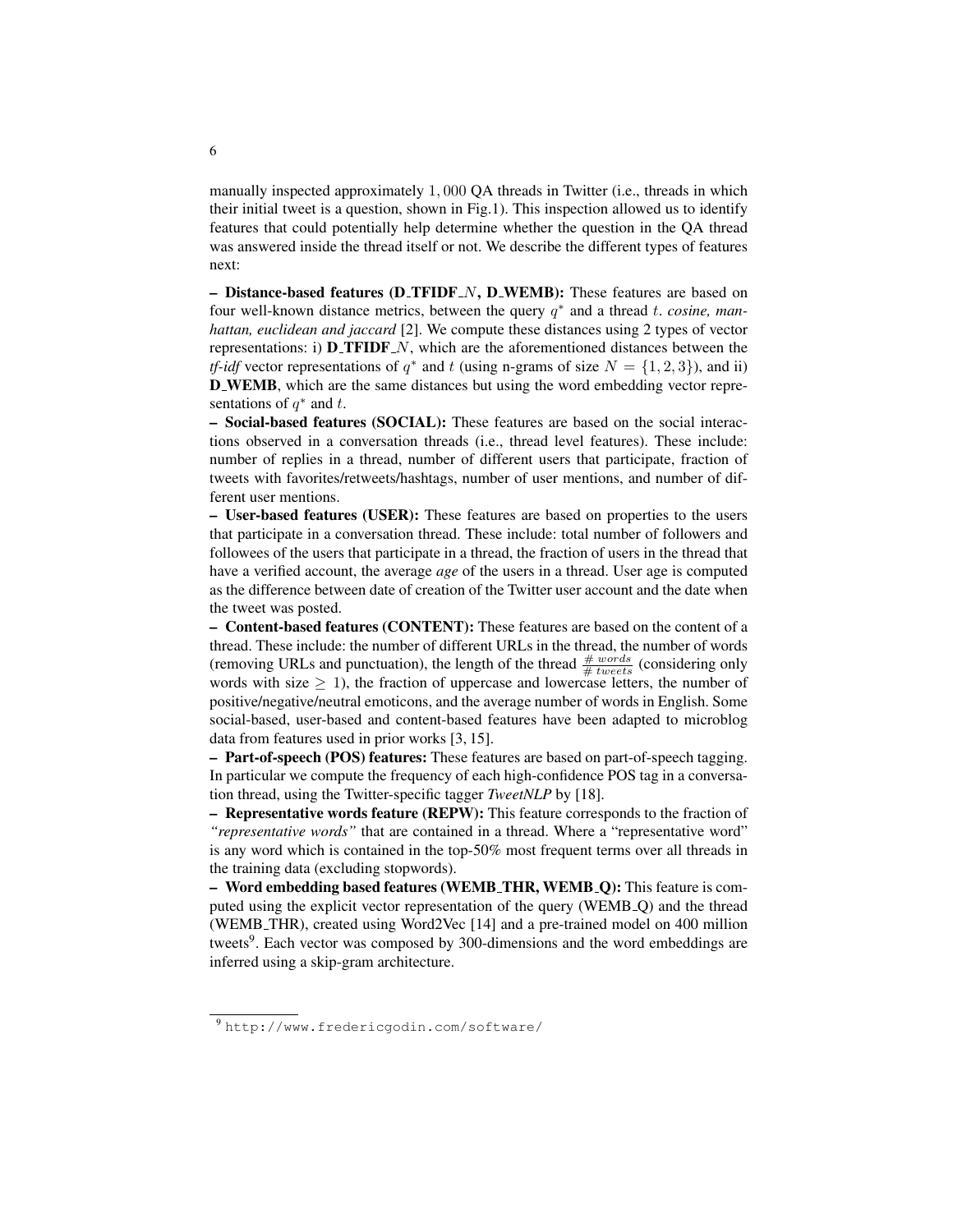manually inspected approximately $1,000$ QA threads in Twitter (i.e., threads in which their initial tweet is a question, shown in Fig.1). This inspection allowed us to identify features that could potentially help determine whether the question in the QA thread was answered inside the thread itself or not. We describe the different types of features next:

– **Distance-based features (D_TFIDF_$N$, D_WEMB):** These features are based on four well-known distance metrics, between the query $q^*$ and a thread $t$. *cosine, manhattan, euclidean and jaccard* [2]. We compute these distances using 2 types of vector representations: i) **D_TFIDF_$N$**, which are the aforementioned distances between the *tf-idf* vector representations of $q^*$ and $t$ (using n-grams of size $N = \{1, 2, 3\}$), and ii) **D_WEMB**, which are the same distances but using the word embedding vector representations of $q^*$ and $t$.

– **Social-based features (SOCIAL):** These features are based on the social interactions observed in a conversation threads (i.e., thread level features). These include: number of replies in a thread, number of different users that participate, fraction of tweets with favorites/retweets/hashtags, number of user mentions, and number of different user mentions.

– **User-based features (USER):** These features are based on properties to the users that participate in a conversation thread. These include: total number of followers and followees of the users that participate in a thread, the fraction of users in the thread that have a verified account, the average *age* of the users in a thread. User age is computed as the difference between date of creation of the Twitter user account and the date when the tweet was posted.

– **Content-based features (CONTENT):** These features are based on the content of a thread. These include: the number of different URLs in the thread, the number of words (removing URLs and punctuation), the length of the thread $\frac{\#\ words}{\#\ tweets}$ (considering only words with size $\geq 1$), the fraction of uppercase and lowercase letters, the number of positive/negative/neutral emoticons, and the average number of words in English. Some social-based, user-based and content-based features have been adapted to microblog data from features used in prior works [3, 15].

– **Part-of-speech (POS) features:** These features are based on part-of-speech tagging. In particular we compute the frequency of each high-confidence POS tag in a conversation thread, using the Twitter-specific tagger *TweetNLP* by [18].

– **Representative words feature (REPW):** This feature corresponds to the fraction of *"representative words"* that are contained in a thread. Where a "representative word" is any word which is contained in the top-50% most frequent terms over all threads in the training data (excluding stopwords).

– **Word embedding based features (WEMB_THR, WEMB_Q):** This feature is computed using the explicit vector representation of the query (WEMB_Q) and the thread (WEMB_THR), created using Word2Vec [14] and a pre-trained model on 400 million tweets[9]. Each vector was composed by 300-dimensions and the word embeddings are inferred using a skip-gram architecture.

[9] http://www.fredericgodin.com/software/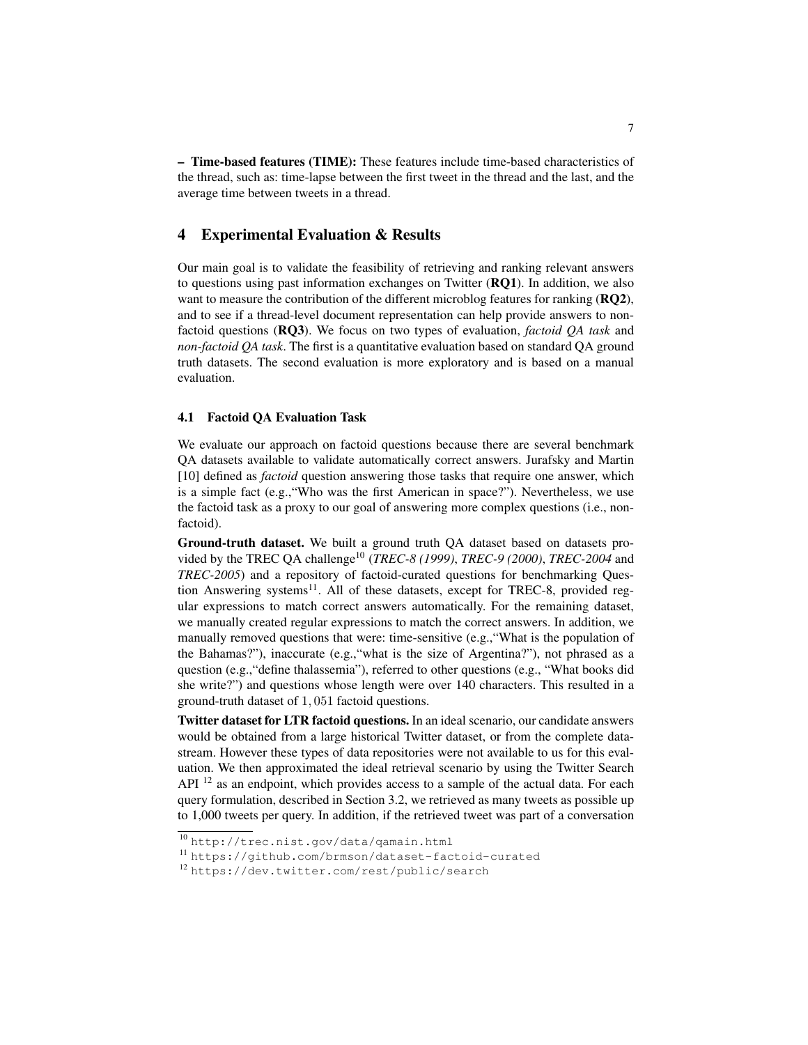– **Time-based features (TIME):** These features include time-based characteristics of the thread, such as: time-lapse between the first tweet in the thread and the last, and the average time between tweets in a thread.

## 4 Experimental Evaluation & Results

Our main goal is to validate the feasibility of retrieving and ranking relevant answers to questions using past information exchanges on Twitter (**RQ1**). In addition, we also want to measure the contribution of the different microblog features for ranking (**RQ2**), and to see if a thread-level document representation can help provide answers to non-factoid questions (**RQ3**). We focus on two types of evaluation, *factoid QA task* and *non-factoid QA task*. The first is a quantitative evaluation based on standard QA ground truth datasets. The second evaluation is more exploratory and is based on a manual evaluation.

### 4.1 Factoid QA Evaluation Task

We evaluate our approach on factoid questions because there are several benchmark QA datasets available to validate automatically correct answers. Jurafsky and Martin [10] defined as *factoid* question answering those tasks that require one answer, which is a simple fact (e.g.,"Who was the first American in space?"). Nevertheless, we use the factoid task as a proxy to our goal of answering more complex questions (i.e., non-factoid).

**Ground-truth dataset.** We built a ground truth QA dataset based on datasets provided by the TREC QA challenge[10] (*TREC-8 (1999)*, *TREC-9 (2000)*, *TREC-2004* and *TREC-2005*) and a repository of factoid-curated questions for benchmarking Question Answering systems[11]. All of these datasets, except for TREC-8, provided regular expressions to match correct answers automatically. For the remaining dataset, we manually created regular expressions to match the correct answers. In addition, we manually removed questions that were: time-sensitive (e.g.,"What is the population of the Bahamas?"), inaccurate (e.g.,"what is the size of Argentina?"), not phrased as a question (e.g.,"define thalassemia"), referred to other questions (e.g., "What books did she write?") and questions whose length were over 140 characters. This resulted in a ground-truth dataset of $1,051$ factoid questions.

**Twitter dataset for LTR factoid questions.** In an ideal scenario, our candidate answers would be obtained from a large historical Twitter dataset, or from the complete datastream. However these types of data repositories were not available to us for this evaluation. We then approximated the ideal retrieval scenario by using the Twitter Search API [12] as an endpoint, which provides access to a sample of the actual data. For each query formulation, described in Section 3.2, we retrieved as many tweets as possible up to 1,000 tweets per query. In addition, if the retrieved tweet was part of a conversation

[10] http://trec.nist.gov/data/qamain.html

[11] https://github.com/brmson/dataset-factoid-curated

[12] https://dev.twitter.com/rest/public/search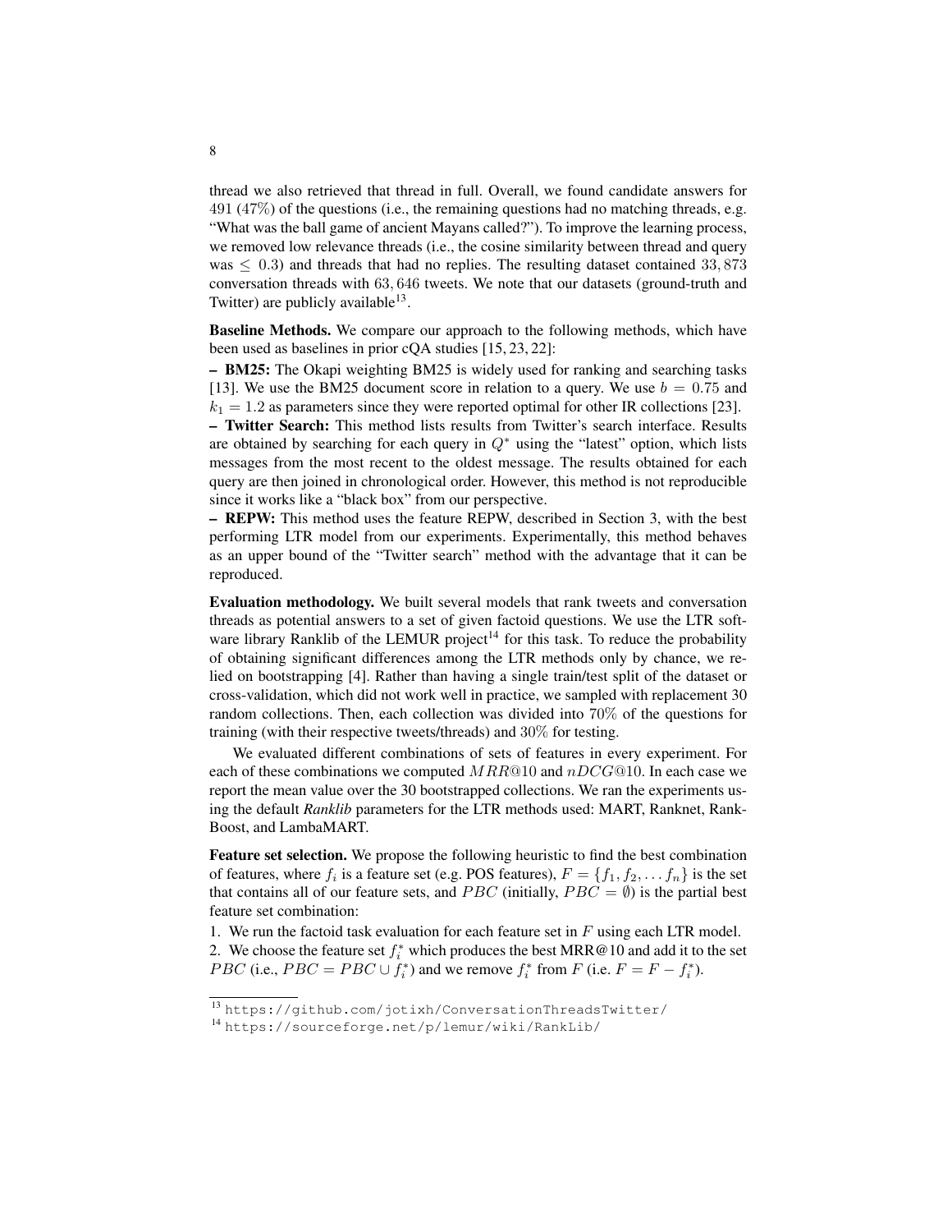thread we also retrieved that thread in full. Overall, we found candidate answers for 491 (47%) of the questions (i.e., the remaining questions had no matching threads, e.g. "What was the ball game of ancient Mayans called?"). To improve the learning process, we removed low relevance threads (i.e., the cosine similarity between thread and query was $\leq 0.3$) and threads that had no replies. The resulting dataset contained 33,873 conversation threads with 63,646 tweets. We note that our datasets (ground-truth and Twitter) are publicly available[13].

**Baseline Methods.** We compare our approach to the following methods, which have been used as baselines in prior cQA studies [15, 23, 22]:

– **BM25:** The Okapi weighting BM25 is widely used for ranking and searching tasks [13]. We use the BM25 document score in relation to a query. We use $b = 0.75$ and $k_1 = 1.2$ as parameters since they were reported optimal for other IR collections [23].

– **Twitter Search:** This method lists results from Twitter's search interface. Results are obtained by searching for each query in $Q^*$ using the "latest" option, which lists messages from the most recent to the oldest message. The results obtained for each query are then joined in chronological order. However, this method is not reproducible since it works like a "black box" from our perspective.

– **REPW:** This method uses the feature REPW, described in Section 3, with the best performing LTR model from our experiments. Experimentally, this method behaves as an upper bound of the "Twitter search" method with the advantage that it can be reproduced.

**Evaluation methodology.** We built several models that rank tweets and conversation threads as potential answers to a set of given factoid questions. We use the LTR software library Ranklib of the LEMUR project[14] for this task. To reduce the probability of obtaining significant differences among the LTR methods only by chance, we relied on bootstrapping [4]. Rather than having a single train/test split of the dataset or cross-validation, which did not work well in practice, we sampled with replacement 30 random collections. Then, each collection was divided into 70% of the questions for training (with their respective tweets/threads) and 30% for testing.

We evaluated different combinations of sets of features in every experiment. For each of these combinations we computed $MRR@10$ and $nDCG@10$. In each case we report the mean value over the 30 bootstrapped collections. We ran the experiments using the default *Ranklib* parameters for the LTR methods used: MART, Ranknet, RankBoost, and LambaMART.

**Feature set selection.** We propose the following heuristic to find the best combination of features, where $f_i$ is a feature set (e.g. POS features), $F = \{f_1, f_2, \ldots f_n\}$ is the set that contains all of our feature sets, and $PBC$ (initially, $PBC = \emptyset$) is the partial best feature set combination:

1. We run the factoid task evaluation for each feature set in $F$ using each LTR model.
2. We choose the feature set $f_i^*$ which produces the best MRR@10 and add it to the set $PBC$ (i.e., $PBC = PBC \cup f_i^*$) and we remove $f_i^*$ from $F$ (i.e. $F = F - f_i^*$).

[13] https://github.com/jotixh/ConversationThreadsTwitter/

[14] https://sourceforge.net/p/lemur/wiki/RankLib/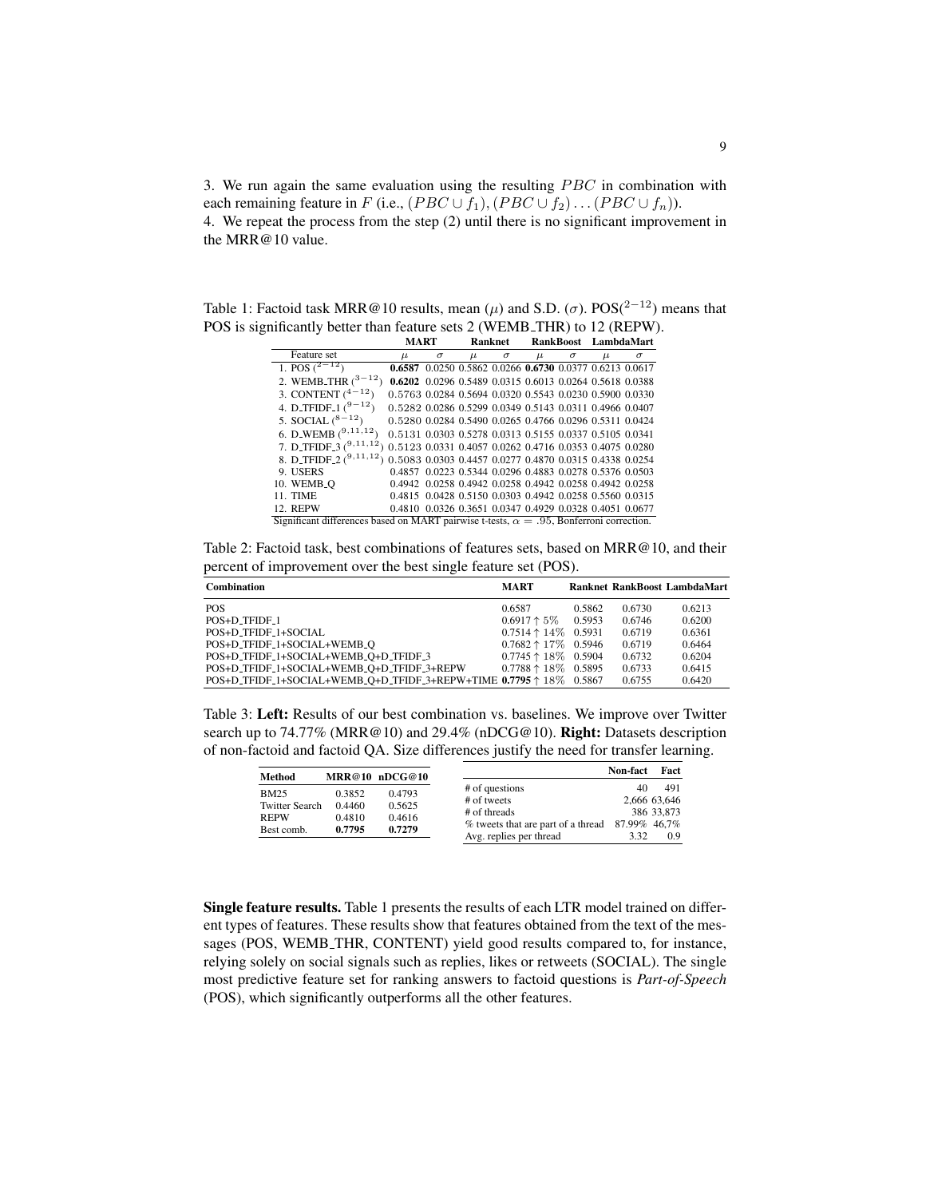3. We run again the same evaluation using the resulting $PBC$ in combination with each remaining feature in $F$ (i.e., $(PBC \cup f_1), (PBC \cup f_2) \ldots (PBC \cup f_n)$).
4. We repeat the process from the step (2) until there is no significant improvement in the MRR@10 value.

Table 1: Factoid task MRR@10 results, mean ($\mu$) and S.D. ($\sigma$). POS($^{2-12}$) means that POS is significantly better than feature sets 2 (WEMB_THR) to 12 (REPW).

| | MART | | Ranknet | | RankBoost | | LambdaMart | |
|---|---|---|---|---|---|---|---|---|
| Feature set | $\mu$ | $\sigma$ | $\mu$ | $\sigma$ | $\mu$ | $\sigma$ | $\mu$ | $\sigma$ |
| 1. POS ($^{2-12}$) | **0.6587** | 0.0250 | 0.5862 | 0.0266 | **0.6730** | 0.0377 | 0.6213 | 0.0617 |
| 2. WEMB_THR ($^{3-12}$) | **0.6202** | 0.0296 | 0.5489 | 0.0315 | 0.6013 | 0.0264 | 0.5618 | 0.0388 |
| 3. CONTENT ($^{4-12}$) | 0.5763 | 0.0284 | 0.5694 | 0.0320 | 0.5543 | 0.0230 | 0.5900 | 0.0330 |
| 4. D_TFIDF_1 ($^{9-12}$) | 0.5282 | 0.0286 | 0.5299 | 0.0349 | 0.5143 | 0.0311 | 0.4966 | 0.0407 |
| 5. SOCIAL ($^{8-12}$) | 0.5280 | 0.0284 | 0.5490 | 0.0265 | 0.4766 | 0.0296 | 0.5311 | 0.0424 |
| 6. D_WEMB ($^{9,11,12}$) | 0.5131 | 0.0303 | 0.5278 | 0.0313 | 0.5155 | 0.0337 | 0.5105 | 0.0341 |
| 7. D_TFIDF_3 ($^{9,11,12}$) | 0.5123 | 0.0331 | 0.4057 | 0.0262 | 0.4716 | 0.0353 | 0.4075 | 0.0280 |
| 8. D_TFIDF_2 ($^{9,11,12}$) | 0.5083 | 0.0303 | 0.4457 | 0.0277 | 0.4870 | 0.0315 | 0.4338 | 0.0254 |
| 9. USERS | 0.4857 | 0.0223 | 0.5344 | 0.0296 | 0.4883 | 0.0278 | 0.5376 | 0.0503 |
| 10. WEMB_Q | 0.4942 | 0.0258 | 0.4942 | 0.0258 | 0.4942 | 0.0258 | 0.4942 | 0.0258 |
| 11. TIME | 0.4815 | 0.0428 | 0.5150 | 0.0303 | 0.4942 | 0.0258 | 0.5560 | 0.0315 |
| 12. REPW | 0.4810 | 0.0326 | 0.3651 | 0.0347 | 0.4929 | 0.0328 | 0.4051 | 0.0677 |

Significant differences based on MART pairwise t-tests, $\alpha = .95$, Bonferroni correction.

Table 2: Factoid task, best combinations of features sets, based on MRR@10, and their percent of improvement over the best single feature set (POS).

| Combination | MART | Ranknet | RankBoost | LambdaMart |
|---|---|---|---|---|
| POS | 0.6587 | 0.5862 | 0.6730 | 0.6213 |
| POS+D_TFIDF_1 | 0.6917 $\uparrow 5\%$ | 0.5953 | 0.6746 | 0.6200 |
| POS+D_TFIDF_1+SOCIAL | 0.7514 $\uparrow 14\%$ | 0.5931 | 0.6719 | 0.6361 |
| POS+D_TFIDF_1+SOCIAL+WEMB_Q | 0.7682 $\uparrow 17\%$ | 0.5946 | 0.6719 | 0.6464 |
| POS+D_TFIDF_1+SOCIAL+WEMB_Q+D_TFIDF_3 | 0.7745 $\uparrow 18\%$ | 0.5904 | 0.6732 | 0.6204 |
| POS+D_TFIDF_1+SOCIAL+WEMB_Q+D_TFIDF_3+REPW | 0.7788 $\uparrow 18\%$ | 0.5895 | 0.6733 | 0.6415 |
| POS+D_TFIDF_1+SOCIAL+WEMB_Q+D_TFIDF_3+REPW+TIME | **0.7795** $\uparrow 18\%$ | 0.5867 | 0.6755 | 0.6420 |

Table 3: **Left:** Results of our best combination vs. baselines. We improve over Twitter search up to 74.77% (MRR@10) and 29.4% (nDCG@10). **Right:** Datasets description of non-factoid and factoid QA. Size differences justify the need for transfer learning.

| Method | MRR@10 | nDCG@10 |
|---|---|---|
| BM25 | 0.3852 | 0.4793 |
| Twitter Search | 0.4460 | 0.5625 |
| REPW | 0.4810 | 0.4616 |
| Best comb. | **0.7795** | **0.7279** |

| | Non-fact | Fact |
|---|---|---|
| # of questions | 40 | 491 |
| # of tweets | 2,666 | 63,646 |
| # of threads | 386 | 33,873 |
| % tweets that are part of a thread | 87.99% | 46,7% |
| Avg. replies per thread | 3.32 | 0.9 |

**Single feature results.** Table 1 presents the results of each LTR model trained on different types of features. These results show that features obtained from the text of the messages (POS, WEMB_THR, CONTENT) yield good results compared to, for instance, relying solely on social signals such as replies, likes or retweets (SOCIAL). The single most predictive feature set for ranking answers to factoid questions is *Part-of-Speech* (POS), which significantly outperforms all the other features.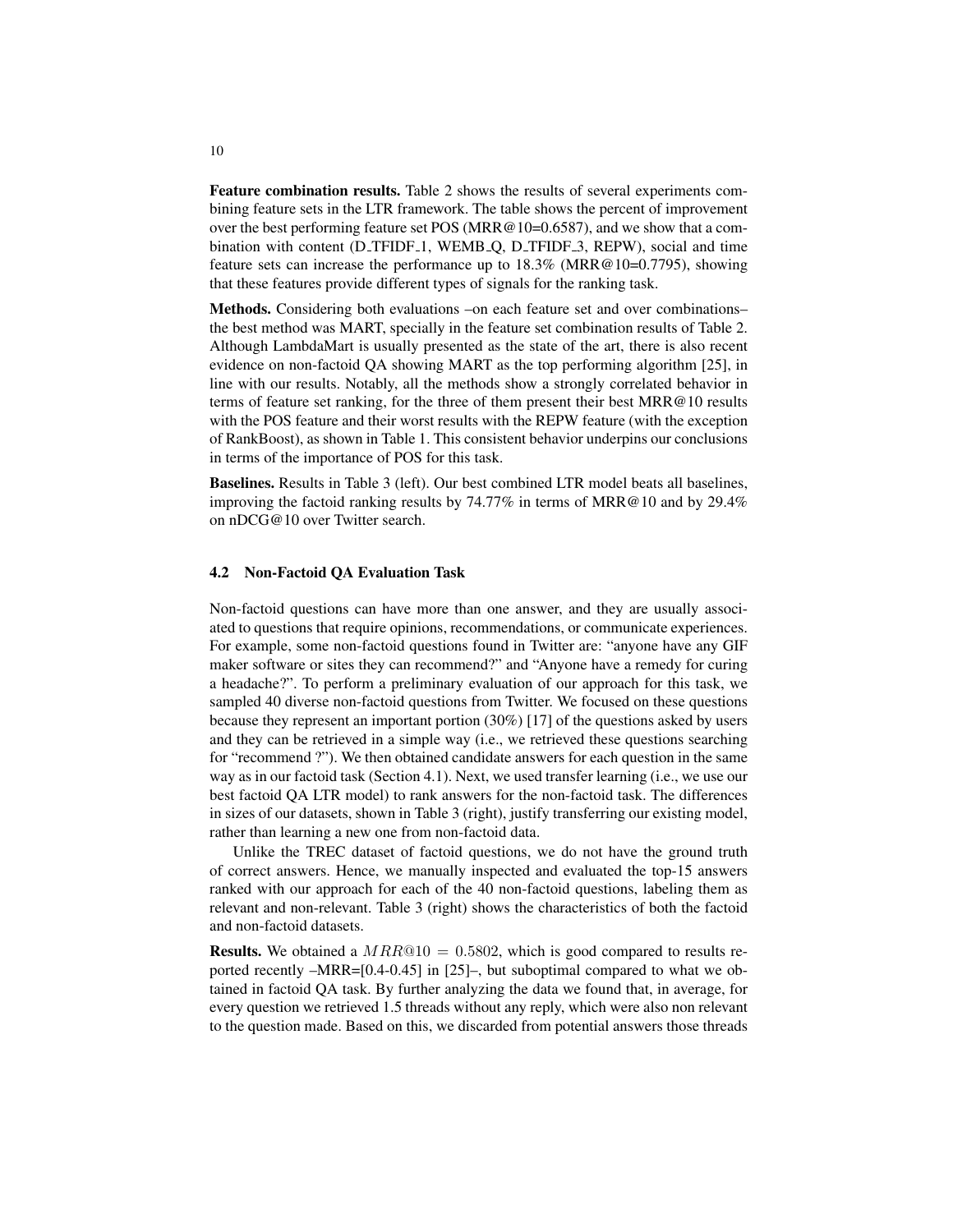**Feature combination results.** Table 2 shows the results of several experiments combining feature sets in the LTR framework. The table shows the percent of improvement over the best performing feature set POS (MRR@10=0.6587), and we show that a combination with content (D_TFIDF_1, WEMB_Q, D_TFIDF_3, REPW), social and time feature sets can increase the performance up to 18.3% (MRR@10=0.7795), showing that these features provide different types of signals for the ranking task.

**Methods.** Considering both evaluations –on each feature set and over combinations– the best method was MART, specially in the feature set combination results of Table 2. Although LambdaMart is usually presented as the state of the art, there is also recent evidence on non-factoid QA showing MART as the top performing algorithm [25], in line with our results. Notably, all the methods show a strongly correlated behavior in terms of feature set ranking, for the three of them present their best MRR@10 results with the POS feature and their worst results with the REPW feature (with the exception of RankBoost), as shown in Table 1. This consistent behavior underpins our conclusions in terms of the importance of POS for this task.

**Baselines.** Results in Table 3 (left). Our best combined LTR model beats all baselines, improving the factoid ranking results by 74.77% in terms of MRR@10 and by 29.4% on nDCG@10 over Twitter search.

### 4.2 Non-Factoid QA Evaluation Task

Non-factoid questions can have more than one answer, and they are usually associated to questions that require opinions, recommendations, or communicate experiences. For example, some non-factoid questions found in Twitter are: "anyone have any GIF maker software or sites they can recommend?" and "Anyone have a remedy for curing a headache?". To perform a preliminary evaluation of our approach for this task, we sampled 40 diverse non-factoid questions from Twitter. We focused on these questions because they represent an important portion (30%) [17] of the questions asked by users and they can be retrieved in a simple way (i.e., we retrieved these questions searching for "recommend ?"). We then obtained candidate answers for each question in the same way as in our factoid task (Section 4.1). Next, we used transfer learning (i.e., we use our best factoid QA LTR model) to rank answers for the non-factoid task. The differences in sizes of our datasets, shown in Table 3 (right), justify transferring our existing model, rather than learning a new one from non-factoid data.

Unlike the TREC dataset of factoid questions, we do not have the ground truth of correct answers. Hence, we manually inspected and evaluated the top-15 answers ranked with our approach for each of the 40 non-factoid questions, labeling them as relevant and non-relevant. Table 3 (right) shows the characteristics of both the factoid and non-factoid datasets.

**Results.** We obtained a $MRR@10 = 0.5802$, which is good compared to results reported recently –MRR=[0.4-0.45] in [25]–, but suboptimal compared to what we obtained in factoid QA task. By further analyzing the data we found that, in average, for every question we retrieved 1.5 threads without any reply, which were also non relevant to the question made. Based on this, we discarded from potential answers those threads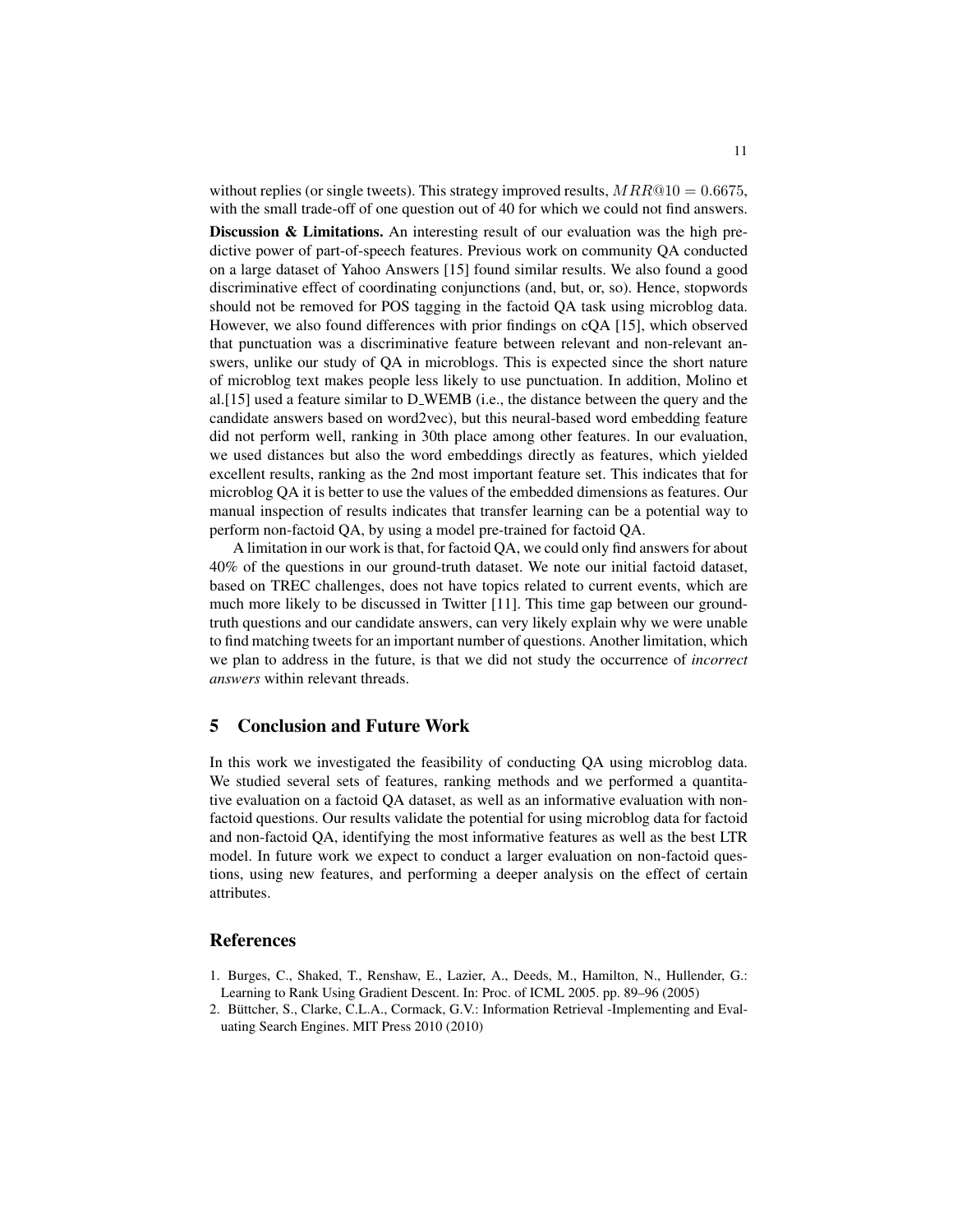without replies (or single tweets). This strategy improved results, $MRR@10 = 0.6675$, with the small trade-off of one question out of 40 for which we could not find answers.

**Discussion & Limitations.** An interesting result of our evaluation was the high predictive power of part-of-speech features. Previous work on community QA conducted on a large dataset of Yahoo Answers [15] found similar results. We also found a good discriminative effect of coordinating conjunctions (and, but, or, so). Hence, stopwords should not be removed for POS tagging in the factoid QA task using microblog data. However, we also found differences with prior findings on cQA [15], which observed that punctuation was a discriminative feature between relevant and non-relevant answers, unlike our study of QA in microblogs. This is expected since the short nature of microblog text makes people less likely to use punctuation. In addition, Molino et al.[15] used a feature similar to D_WEMB (i.e., the distance between the query and the candidate answers based on word2vec), but this neural-based word embedding feature did not perform well, ranking in 30th place among other features. In our evaluation, we used distances but also the word embeddings directly as features, which yielded excellent results, ranking as the 2nd most important feature set. This indicates that for microblog QA it is better to use the values of the embedded dimensions as features. Our manual inspection of results indicates that transfer learning can be a potential way to perform non-factoid QA, by using a model pre-trained for factoid QA.

A limitation in our work is that, for factoid QA, we could only find answers for about 40% of the questions in our ground-truth dataset. We note our initial factoid dataset, based on TREC challenges, does not have topics related to current events, which are much more likely to be discussed in Twitter [11]. This time gap between our ground-truth questions and our candidate answers, can very likely explain why we were unable to find matching tweets for an important number of questions. Another limitation, which we plan to address in the future, is that we did not study the occurrence of *incorrect answers* within relevant threads.

## 5 Conclusion and Future Work

In this work we investigated the feasibility of conducting QA using microblog data. We studied several sets of features, ranking methods and we performed a quantitative evaluation on a factoid QA dataset, as well as an informative evaluation with non-factoid questions. Our results validate the potential for using microblog data for factoid and non-factoid QA, identifying the most informative features as well as the best LTR model. In future work we expect to conduct a larger evaluation on non-factoid questions, using new features, and performing a deeper analysis on the effect of certain attributes.

## References

1. Burges, C., Shaked, T., Renshaw, E., Lazier, A., Deeds, M., Hamilton, N., Hullender, G.: Learning to Rank Using Gradient Descent. In: Proc. of ICML 2005. pp. 89–96 (2005)
2. Büttcher, S., Clarke, C.L.A., Cormack, G.V.: Information Retrieval -Implementing and Evaluating Search Engines. MIT Press 2010 (2010)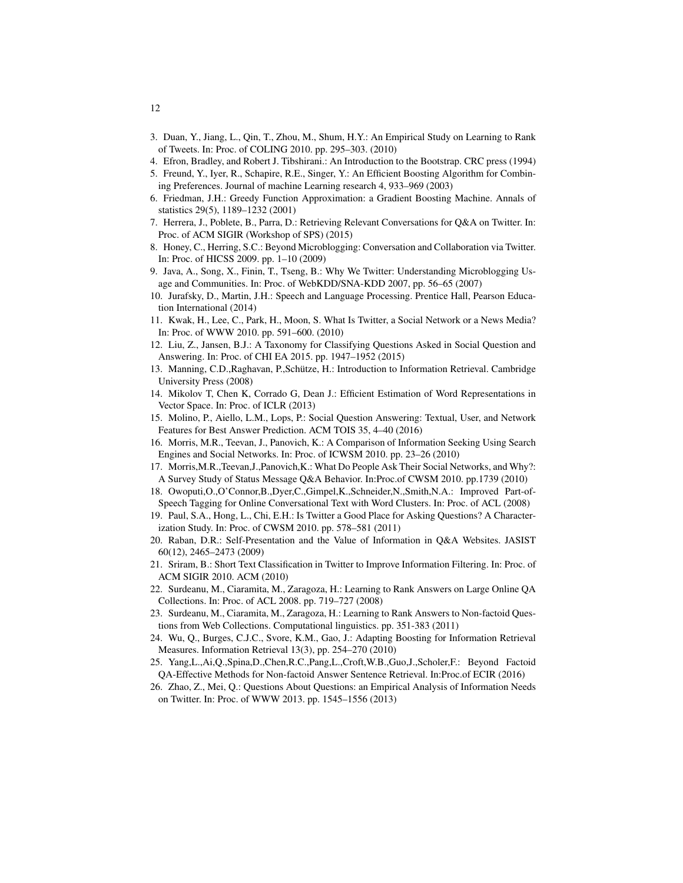3. Duan, Y., Jiang, L., Qin, T., Zhou, M., Shum, H.Y.: An Empirical Study on Learning to Rank of Tweets. In: Proc. of COLING 2010. pp. 295–303. (2010)
4. Efron, Bradley, and Robert J. Tibshirani.: An Introduction to the Bootstrap. CRC press (1994)
5. Freund, Y., Iyer, R., Schapire, R.E., Singer, Y.: An Efficient Boosting Algorithm for Combining Preferences. Journal of machine Learning research 4, 933–969 (2003)
6. Friedman, J.H.: Greedy Function Approximation: a Gradient Boosting Machine. Annals of statistics 29(5), 1189–1232 (2001)
7. Herrera, J., Poblete, B., Parra, D.: Retrieving Relevant Conversations for Q&A on Twitter. In: Proc. of ACM SIGIR (Workshop of SPS) (2015)
8. Honey, C., Herring, S.C.: Beyond Microblogging: Conversation and Collaboration via Twitter. In: Proc. of HICSS 2009. pp. 1–10 (2009)
9. Java, A., Song, X., Finin, T., Tseng, B.: Why We Twitter: Understanding Microblogging Usage and Communities. In: Proc. of WebKDD/SNA-KDD 2007, pp. 56–65 (2007)
10. Jurafsky, D., Martin, J.H.: Speech and Language Processing. Prentice Hall, Pearson Education International (2014)
11. Kwak, H., Lee, C., Park, H., Moon, S. What Is Twitter, a Social Network or a News Media? In: Proc. of WWW 2010. pp. 591–600. (2010)
12. Liu, Z., Jansen, B.J.: A Taxonomy for Classifying Questions Asked in Social Question and Answering. In: Proc. of CHI EA 2015. pp. 1947–1952 (2015)
13. Manning, C.D.,Raghavan, P.,Schütze, H.: Introduction to Information Retrieval. Cambridge University Press (2008)
14. Mikolov T, Chen K, Corrado G, Dean J.: Efficient Estimation of Word Representations in Vector Space. In: Proc. of ICLR (2013)
15. Molino, P., Aiello, L.M., Lops, P.: Social Question Answering: Textual, User, and Network Features for Best Answer Prediction. ACM TOIS 35, 4–40 (2016)
16. Morris, M.R., Teevan, J., Panovich, K.: A Comparison of Information Seeking Using Search Engines and Social Networks. In: Proc. of ICWSM 2010. pp. 23–26 (2010)
17. Morris,M.R.,Teevan,J.,Panovich,K.: What Do People Ask Their Social Networks, and Why?: A Survey Study of Status Message Q&A Behavior. In:Proc.of CWSM 2010. pp.1739 (2010)
18. Owoputi,O.,O'Connor,B.,Dyer,C.,Gimpel,K.,Schneider,N.,Smith,N.A.: Improved Part-of-Speech Tagging for Online Conversational Text with Word Clusters. In: Proc. of ACL (2008)
19. Paul, S.A., Hong, L., Chi, E.H.: Is Twitter a Good Place for Asking Questions? A Characterization Study. In: Proc. of CWSM 2010. pp. 578–581 (2011)
20. Raban, D.R.: Self-Presentation and the Value of Information in Q&A Websites. JASIST 60(12), 2465–2473 (2009)
21. Sriram, B.: Short Text Classification in Twitter to Improve Information Filtering. In: Proc. of ACM SIGIR 2010. ACM (2010)
22. Surdeanu, M., Ciaramita, M., Zaragoza, H.: Learning to Rank Answers on Large Online QA Collections. In: Proc. of ACL 2008. pp. 719–727 (2008)
23. Surdeanu, M., Ciaramita, M., Zaragoza, H.: Learning to Rank Answers to Non-factoid Questions from Web Collections. Computational linguistics. pp. 351-383 (2011)
24. Wu, Q., Burges, C.J.C., Svore, K.M., Gao, J.: Adapting Boosting for Information Retrieval Measures. Information Retrieval 13(3), pp. 254–270 (2010)
25. Yang,L.,Ai,Q.,Spina,D.,Chen,R.C.,Pang,L.,Croft,W.B.,Guo,J.,Scholer,F.: Beyond Factoid QA-Effective Methods for Non-factoid Answer Sentence Retrieval. In:Proc.of ECIR (2016)
26. Zhao, Z., Mei, Q.: Questions About Questions: an Empirical Analysis of Information Needs on Twitter. In: Proc. of WWW 2013. pp. 1545–1556 (2013)